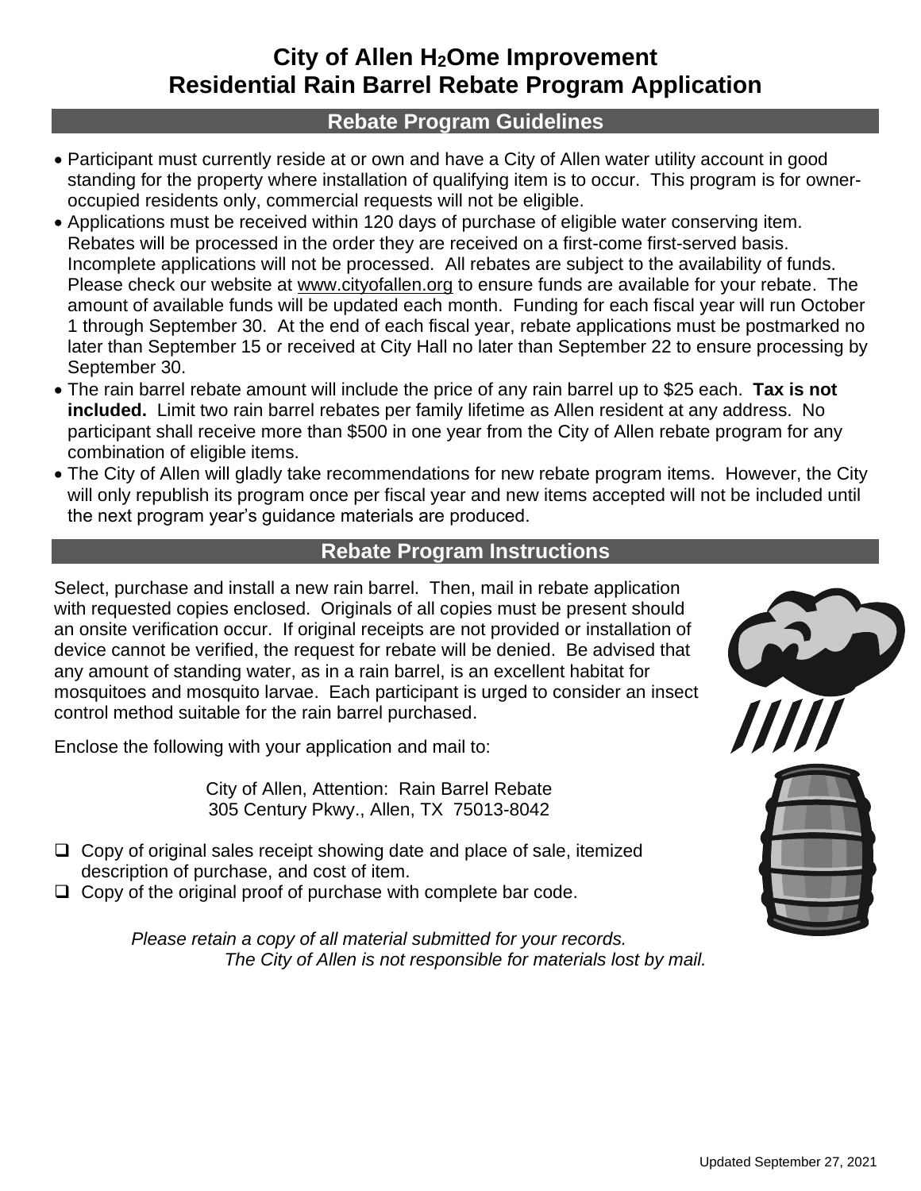# City of Allen $H_2$Ome Improvement
# Residential Rain Barrel Rebate Program Application

## Rebate Program Guidelines

- Participant must currently reside at or own and have a City of Allen water utility account in good standing for the property where installation of qualifying item is to occur. This program is for owner-occupied residents only, commercial requests will not be eligible.
- Applications must be received within 120 days of purchase of eligible water conserving item. Rebates will be processed in the order they are received on a first-come first-served basis. Incomplete applications will not be processed. All rebates are subject to the availability of funds. Please check our website at www.cityofallen.org to ensure funds are available for your rebate. The amount of available funds will be updated each month. Funding for each fiscal year will run October 1 through September 30. At the end of each fiscal year, rebate applications must be postmarked no later than September 15 or received at City Hall no later than September 22 to ensure processing by September 30.
- The rain barrel rebate amount will include the price of any rain barrel up to $25 each. **Tax is not included.** Limit two rain barrel rebates per family lifetime as Allen resident at any address. No participant shall receive more than $500 in one year from the City of Allen rebate program for any combination of eligible items.
- The City of Allen will gladly take recommendations for new rebate program items. However, the City will only republish its program once per fiscal year and new items accepted will not be included until the next program year's guidance materials are produced.

## Rebate Program Instructions

Select, purchase and install a new rain barrel. Then, mail in rebate application with requested copies enclosed. Originals of all copies must be present should an onsite verification occur. If original receipts are not provided or installation of device cannot be verified, the request for rebate will be denied. Be advised that any amount of standing water, as in a rain barrel, is an excellent habitat for mosquitoes and mosquito larvae. Each participant is urged to consider an insect control method suitable for the rain barrel purchased.

Enclose the following with your application and mail to:

City of Allen, Attention: Rain Barrel Rebate
305 Century Pkwy., Allen, TX 75013-8042

- ❑ Copy of original sales receipt showing date and place of sale, itemized description of purchase, and cost of item.
- ❑ Copy of the original proof of purchase with complete bar code.

*Please retain a copy of all material submitted for your records.*
*The City of Allen is not responsible for materials lost by mail.*

Updated September 27, 2021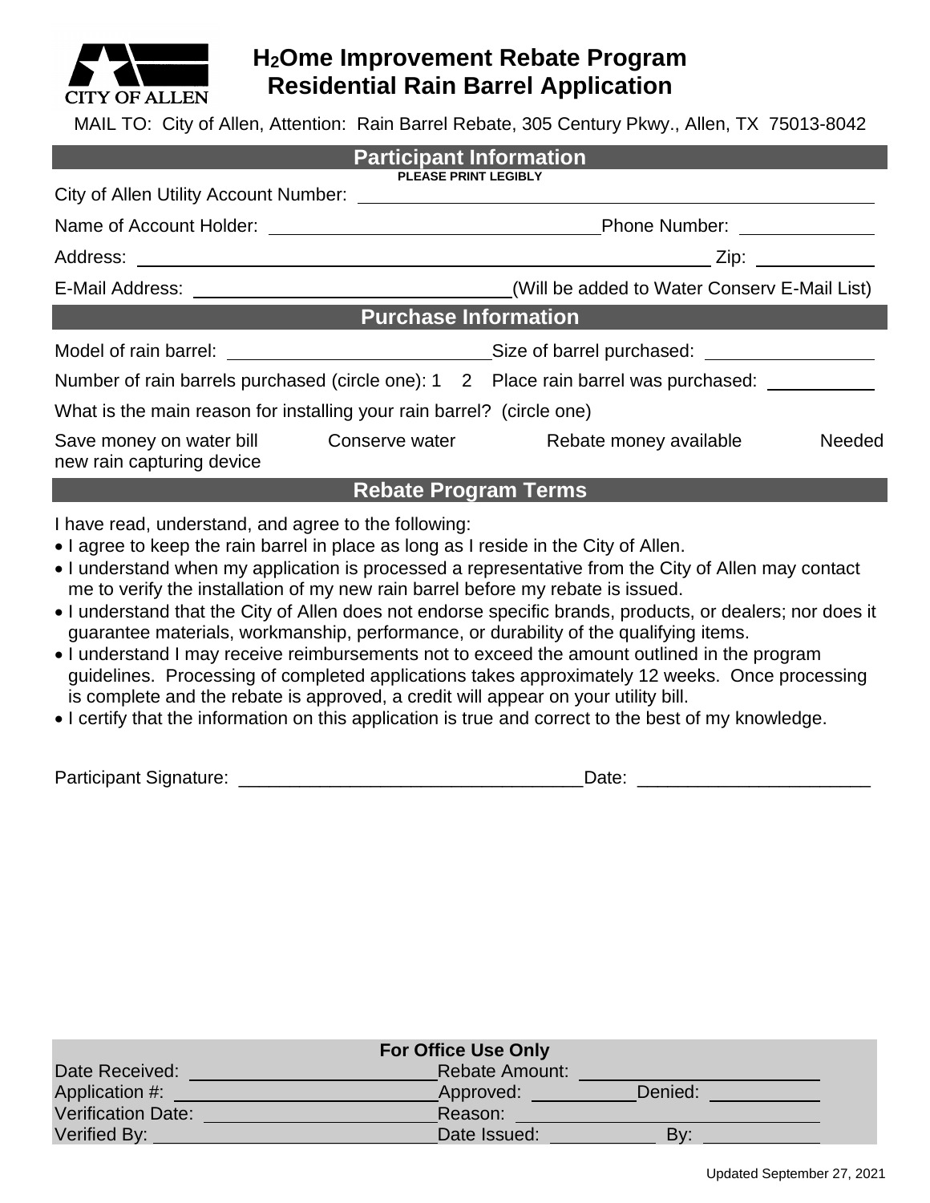# $H_2$Ome Improvement Rebate Program
# Residential Rain Barrel Application

MAIL TO: City of Allen, Attention: Rain Barrel Rebate, 305 Century Pkwy., Allen, TX 75013-8042

## Participant Information

**PLEASE PRINT LEGIBLY**

City of Allen Utility Account Number: ______________________________

Name of Account Holder: ______________________________ Phone Number: ______________

Address: ______________________________ Zip: ____________

E-Mail Address: ______________________________ (Will be added to Water Conserv E-Mail List)

## Purchase Information

Model of rain barrel: ______________________________ Size of barrel purchased: ______________

Number of rain barrels purchased (circle one): 1 2 Place rain barrel was purchased: ____________

What is the main reason for installing your rain barrel? (circle one)

Save money on water bill  Conserve water  Rebate money available  Needed new rain capturing device

## Rebate Program Terms

I have read, understand, and agree to the following:

- I agree to keep the rain barrel in place as long as I reside in the City of Allen.
- I understand when my application is processed a representative from the City of Allen may contact me to verify the installation of my new rain barrel before my rebate is issued.
- I understand that the City of Allen does not endorse specific brands, products, or dealers; nor does it guarantee materials, workmanship, performance, or durability of the qualifying items.
- I understand I may receive reimbursements not to exceed the amount outlined in the program guidelines. Processing of completed applications takes approximately 12 weeks. Once processing is complete and the rebate is approved, a credit will appear on your utility bill.
- I certify that the information on this application is true and correct to the best of my knowledge.

Participant Signature: ______________________________ Date: ______________________

**For Office Use Only**

| | |
|---|---|
| Date Received: ____________ | Rebate Amount: ____________ |
| Application #: ____________ | Approved: ________ Denied: ________ |
| Verification Date: ____________ | Reason: ____________ |
| Verified By: ____________ | Date Issued: ________ By: ________ |

Updated September 27, 2021